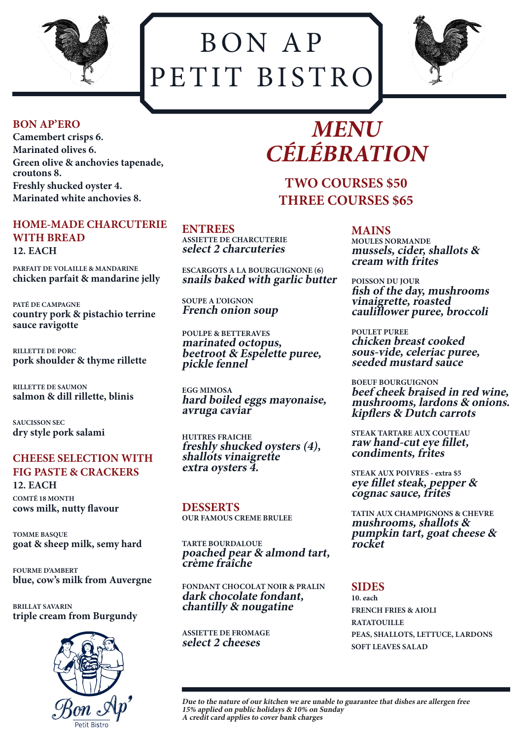# BON AP PETIT BISTRO

## BON AP'ERO

**Camembert crisps 6.**
**Marinated olives 6.**
**Green olive & anchovies tapenade, croutons 8.**
**Freshly shucked oyster 4.**
**Marinated white anchovies 8.**

## HOME-MADE CHARCUTERIE WITH BREAD

**12. EACH**

PARFAIT DE VOLAILLE & MANDARINE
**chicken parfait & mandarine jelly**

PATÉ DE CAMPAGNE
**country pork & pistachio terrine sauce ravigotte**

RILLETTE DE PORC
**pork shoulder & thyme rillette**

RILLETTE DE SAUMON
**salmon & dill rillette, blinis**

SAUCISSON SEC
**dry style pork salami**

## CHEESE SELECTION WITH FIG PASTE & CRACKERS

**12. EACH**

COMTÉ 18 MONTH
**cows milk, nutty flavour**

TOMME BASQUE
**goat & sheep milk, semy hard**

FOURME D'AMBERT
**blue, cow's milk from Auvergne**

BRILLAT SAVARIN
**triple cream from Burgundy**

Bon Ap'
Petit Bistro

# *MENU CÉLÉBRATION*

**TWO COURSES $50**
**THREE COURSES $65**

## ENTREES

ASSIETTE DE CHARCUTERIE
***select 2 charcuteries***

ESCARGOTS A LA BOURGUIGNONE (6)
***snails baked with garlic butter***

SOUPE A L'OIGNON
***French onion soup***

POULPE & BETTERAVES
***marinated octopus, beetroot & Espelette puree, pickle fennel***

EGG MIMOSA
***hard boiled eggs mayonaise, avruga caviar***

HUITRES FRAICHE
***freshly shucked oysters (4), shallots vinaigrette extra oysters 4.***

## DESSERTS

OUR FAMOUS CREME BRULEE

TARTE BOURDALOUE
***poached pear & almond tart, crème fraîche***

FONDANT CHOCOLAT NOIR & PRALIN
***dark chocolate fondant, chantilly & nougatine***

ASSIETTE DE FROMAGE
***select 2 cheeses***

## MAINS

MOULES NORMANDE
***mussels, cider, shallots & cream with frites***

POISSON DU JOUR
***fish of the day, mushrooms vinaigrette, roasted cauliflower puree, broccoli***

POULET PUREE
***chicken breast cooked sous-vide, celeriac puree, seeded mustard sauce***

BOEUF BOURGUIGNON
***beef cheek braised in red wine, mushrooms, lardons & onions. kipflers & Dutch carrots***

STEAK TARTARE AUX COUTEAU
***raw hand-cut eye fillet, condiments, frites***

STEAK AUX POIVRES - extra $5
***eye fillet steak, pepper & cognac sauce, frites***

TATIN AUX CHAMPIGNONS & CHEVRE
***mushrooms, shallots & pumpkin tart, goat cheese & rocket***

## SIDES

**10. each**

FRENCH FRIES & AIOLI
RATATOUILLE
PEAS, SHALLOTS, LETTUCE, LARDONS
SOFT LEAVES SALAD

***Due to the nature of our kitchen we are unable to guarantee that dishes are allergen free***
***15% applied on public holidays & 10% on Sunday***
***A credit card applies to cover bank charges***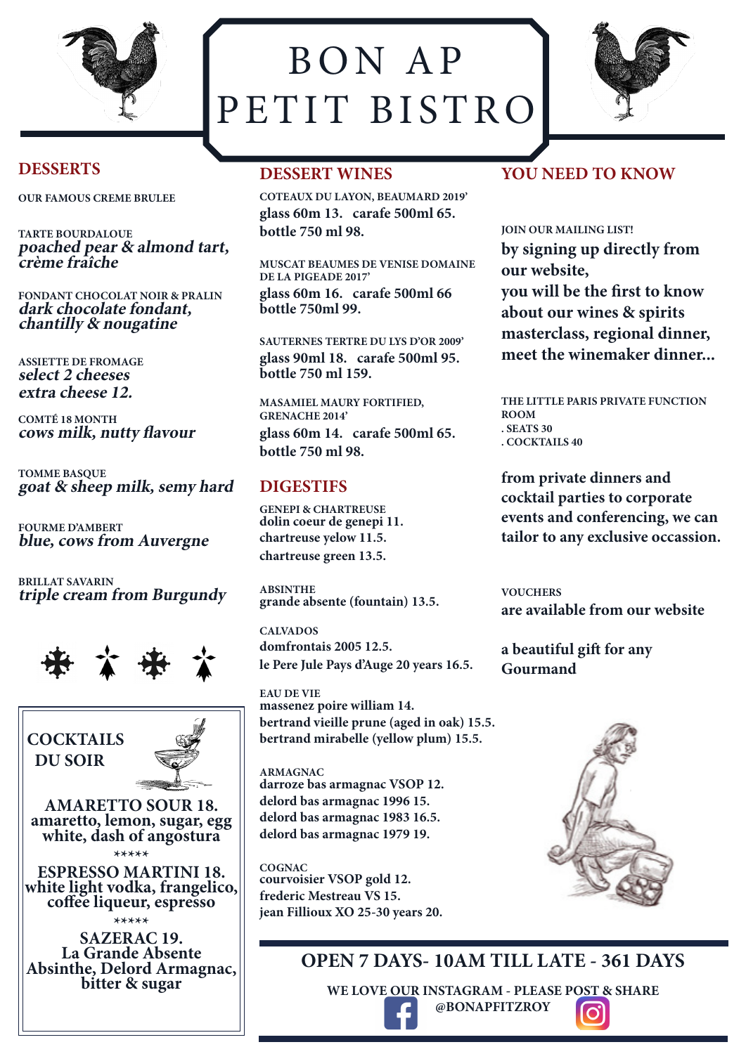# BON AP PETIT BISTRO

## DESSERTS

OUR FAMOUS CREME BRULEE

TARTE BOURDALOUE
*poached pear & almond tart, crème fraîche*

FONDANT CHOCOLAT NOIR & PRALIN
*dark chocolate fondant, chantilly & nougatine*

ASSIETTE DE FROMAGE
*select 2 cheeses*
*extra cheese 12.*

COMTÉ 18 MONTH
*cows milk, nutty flavour*

TOMME BASQUE
*goat & sheep milk, semy hard*

FOURME D'AMBERT
*blue, cows from Auvergne*

BRILLAT SAVARIN
*triple cream from Burgundy*

### COCKTAILS DU SOIR

**AMARETTO SOUR 18.**
amaretto, lemon, sugar, egg white, dash of angostura

\*\*\*\*\*

**ESPRESSO MARTINI 18.**
white light vodka, frangelico, coffee liqueur, espresso

\*\*\*\*\*

**SAZERAC 19.**
La Grande Absente Absinthe, Delord Armagnac, bitter & sugar

## DESSERT WINES

COTEAUX DU LAYON, BEAUMARD 2019'
**glass 60m 13. carafe 500ml 65. bottle 750 ml 98.**

MUSCAT BEAUMES DE VENISE DOMAINE DE LA PIGEADE 2017'
**glass 60m 16. carafe 500ml 66 bottle 750ml 99.**

SAUTERNES TERTRE DU LYS D'OR 2009'
**glass 90ml 18. carafe 500ml 95. bottle 750 ml 159.**

MASAMIEL MAURY FORTIFIED, GRENACHE 2014'
**glass 60m 14. carafe 500ml 65. bottle 750 ml 98.**

## DIGESTIFS

GENEPI & CHARTREUSE
**dolin coeur de genepi 11.**
**chartreuse yelow 11.5.**
**chartreuse green 13.5.**

ABSINTHE
**grande absente (fountain) 13.5.**

CALVADOS
**domfrontais 2005 12.5.**
**le Pere Jule Pays d'Auge 20 years 16.5.**

EAU DE VIE
**massenez poire william 14.**
**bertrand vieille prune (aged in oak) 15.5.**
**bertrand mirabelle (yellow plum) 15.5.**

ARMAGNAC
**darroze bas armagnac VSOP 12.**
**delord bas armagnac 1996 15.**
**delord bas armagnac 1983 16.5.**
**delord bas armagnac 1979 19.**

COGNAC
**courvoisier VSOP gold 12.**
**frederic Mestreau VS 15.**
**jean Fillioux XO 25-30 years 20.**

## YOU NEED TO KNOW

JOIN OUR MAILING LIST!
**by signing up directly from our website, you will be the first to know about our wines & spirits masterclass, regional dinner, meet the winemaker dinner...**

THE LITTLE PARIS PRIVATE FUNCTION ROOM
. SEATS 30
. COCKTAILS 40

**from private dinners and cocktail parties to corporate events and conferencing, we can tailor to any exclusive occassion.**

VOUCHERS
**are available from our website**

**a beautiful gift for any Gourmand**

## OPEN 7 DAYS- 10AM TILL LATE - 361 DAYS

WE LOVE OUR INSTAGRAM - PLEASE POST & SHARE
@BONAPFITZROY